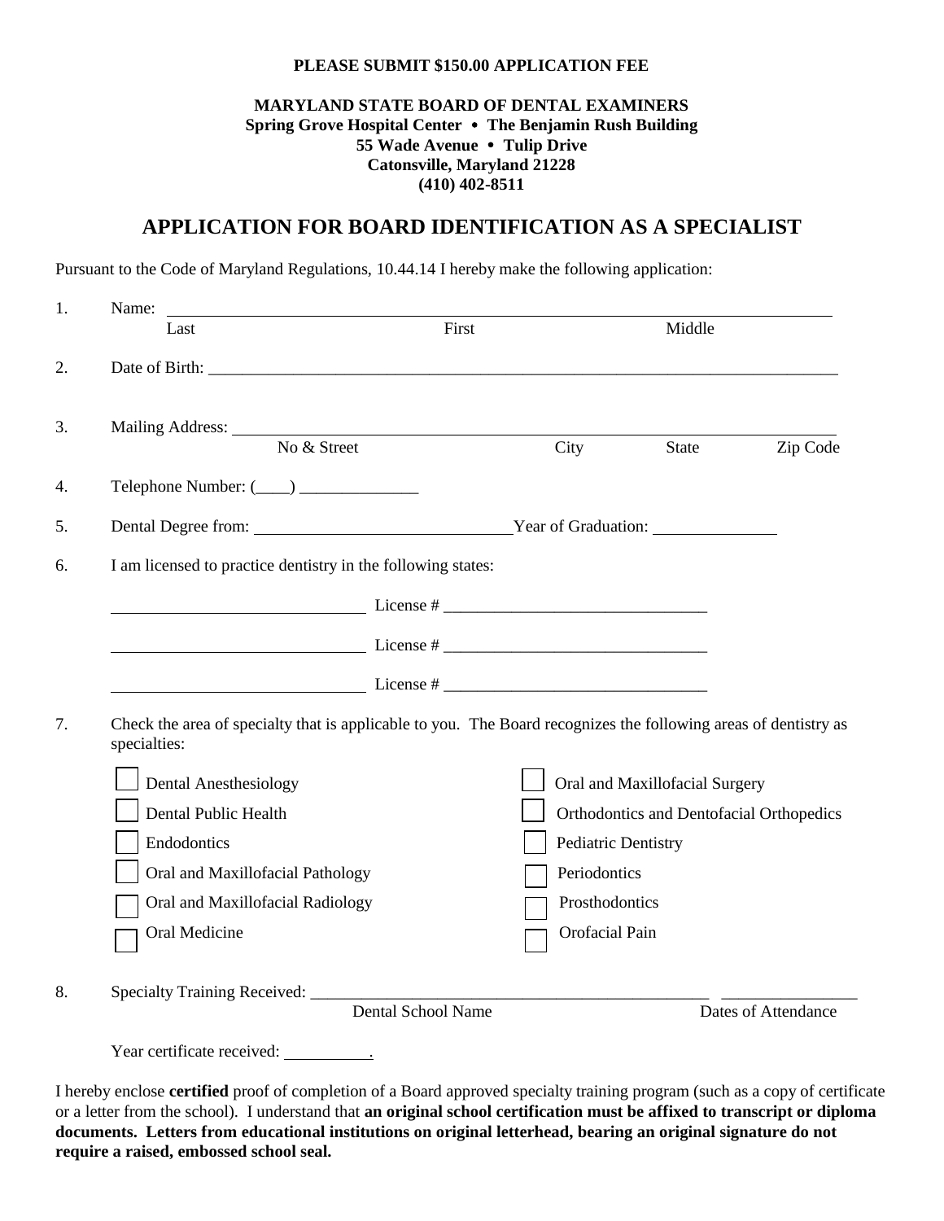**PLEASE SUBMIT $150.00 APPLICATION FEE**

**MARYLAND STATE BOARD OF DENTAL EXAMINERS**
**Spring Grove Hospital Center • The Benjamin Rush Building**
**55 Wade Avenue • Tulip Drive**
**Catonsville, Maryland 21228**
**(410) 402-8511**

# APPLICATION FOR BOARD IDENTIFICATION AS A SPECIALIST

Pursuant to the Code of Maryland Regulations, 10.44.14 I hereby make the following application:

1. Name: ______________________________________________
   Last First Middle

2. Date of Birth: ______________________________________________

3. Mailing Address: ______________________________________________
   No & Street City State Zip Code

4. Telephone Number: (____) ______________

5. Dental Degree from: ______________________ Year of Graduation: ______________

6. I am licensed to practice dentistry in the following states:

   ______________________ License # ______________________

   ______________________ License # ______________________

   ______________________ License # ______________________

7. Check the area of specialty that is applicable to you. The Board recognizes the following areas of dentistry as specialties:

   - ☐ Dental Anesthesiology
   - ☐ Dental Public Health
   - ☐ Endodontics
   - ☐ Oral and Maxillofacial Pathology
   - ☐ Oral and Maxillofacial Radiology
   - ☐ Oral Medicine
   - ☐ Oral and Maxillofacial Surgery
   - ☐ Orthodontics and Dentofacial Orthopedics
   - ☐ Pediatric Dentistry
   - ☐ Periodontics
   - ☐ Prosthodontics
   - ☐ Orofacial Pain

8. Specialty Training Received: ______________________________ ______________
   Dental School Name Dates of Attendance

   Year certificate received: __________.

I hereby enclose **certified** proof of completion of a Board approved specialty training program (such as a copy of certificate or a letter from the school). I understand that **an original school certification must be affixed to transcript or diploma documents. Letters from educational institutions on original letterhead, bearing an original signature do not require a raised, embossed school seal.**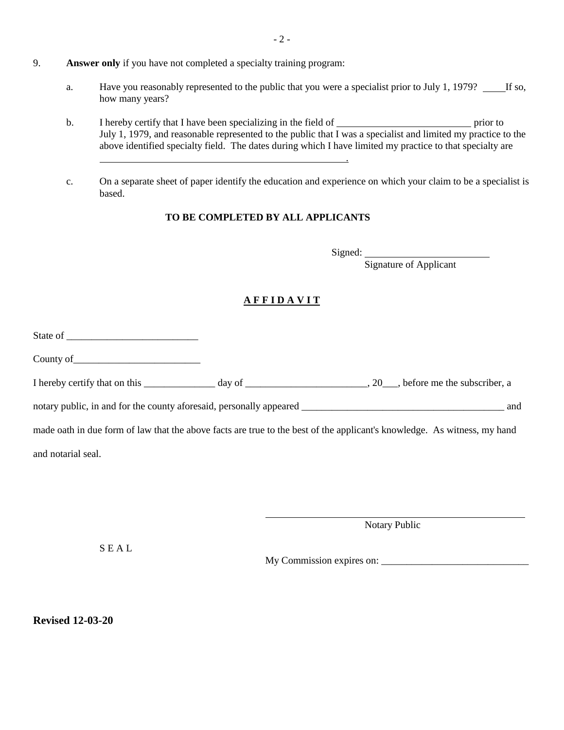9. **Answer only** if you have not completed a specialty training program:

   a. Have you reasonably represented to the public that you were a specialist prior to July 1, 1979? ____If so, how many years?

   b. I hereby certify that I have been specializing in the field of ___________________________ prior to July 1, 1979, and reasonable represented to the public that I was a specialist and limited my practice to the above identified specialty field. The dates during which I have limited my practice to that specialty are ____________________________________________________.

   c. On a separate sheet of paper identify the education and experience on which your claim to be a specialist is based.

**TO BE COMPLETED BY ALL APPLICANTS**

Signed: _________________________
Signature of Applicant

## A F F I D A V I T

State of __________________________

County of_________________________

I hereby certify that on this ______________ day of ________________________, 20___, before me the subscriber, a notary public, in and for the county aforesaid, personally appeared _________________________________________ and made oath in due form of law that the above facts are true to the best of the applicant's knowledge. As witness, my hand and notarial seal.

_____________________________________________________
Notary Public

S E A L

My Commission expires on: _____________________________

**Revised 12-03-20**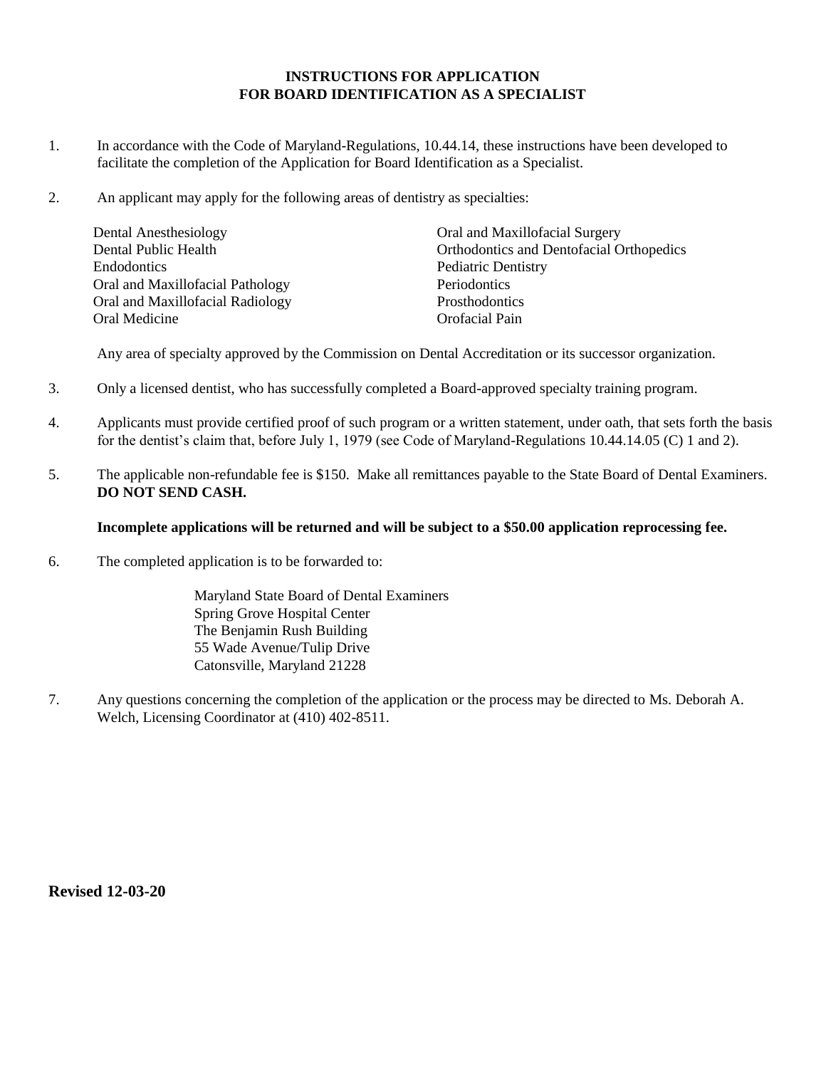# INSTRUCTIONS FOR APPLICATION FOR BOARD IDENTIFICATION AS A SPECIALIST

1. In accordance with the Code of Maryland-Regulations, 10.44.14, these instructions have been developed to facilitate the completion of the Application for Board Identification as a Specialist.

2. An applicant may apply for the following areas of dentistry as specialties:

   - Dental Anesthesiology
   - Dental Public Health
   - Endodontics
   - Oral and Maxillofacial Pathology
   - Oral and Maxillofacial Radiology
   - Oral Medicine
   - Oral and Maxillofacial Surgery
   - Orthodontics and Dentofacial Orthopedics
   - Pediatric Dentistry
   - Periodontics
   - Prosthodontics
   - Orofacial Pain

   Any area of specialty approved by the Commission on Dental Accreditation or its successor organization.

3. Only a licensed dentist, who has successfully completed a Board-approved specialty training program.

4. Applicants must provide certified proof of such program or a written statement, under oath, that sets forth the basis for the dentist's claim that, before July 1, 1979 (see Code of Maryland-Regulations 10.44.14.05 (C) 1 and 2).

5. The applicable non-refundable fee is $150. Make all remittances payable to the State Board of Dental Examiners. **DO NOT SEND CASH.**

   **Incomplete applications will be returned and will be subject to a $50.00 application reprocessing fee.**

6. The completed application is to be forwarded to:

   Maryland State Board of Dental Examiners
   Spring Grove Hospital Center
   The Benjamin Rush Building
   55 Wade Avenue/Tulip Drive
   Catonsville, Maryland 21228

7. Any questions concerning the completion of the application or the process may be directed to Ms. Deborah A. Welch, Licensing Coordinator at (410) 402-8511.

**Revised 12-03-20**